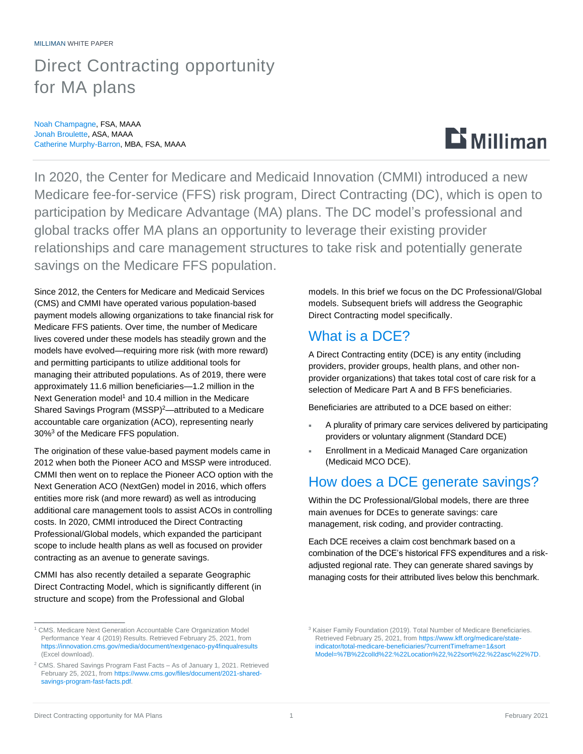MILLIMAN WHITE PAPER

# Direct Contracting opportunity for MA plans

Noah Champagne, FSA, MAAA
Jonah Broulette, ASA, MAAA
Catherine Murphy-Barron, MBA, FSA, MAAA

In 2020, the Center for Medicare and Medicaid Innovation (CMMI) introduced a new Medicare fee-for-service (FFS) risk program, Direct Contracting (DC), which is open to participation by Medicare Advantage (MA) plans. The DC model's professional and global tracks offer MA plans an opportunity to leverage their existing provider relationships and care management structures to take risk and potentially generate savings on the Medicare FFS population.

Since 2012, the Centers for Medicare and Medicaid Services (CMS) and CMMI have operated various population-based payment models allowing organizations to take financial risk for Medicare FFS patients. Over time, the number of Medicare lives covered under these models has steadily grown and the models have evolved—requiring more risk (with more reward) and permitting participants to utilize additional tools for managing their attributed populations. As of 2019, there were approximately 11.6 million beneficiaries—1.2 million in the Next Generation model[1] and 10.4 million in the Medicare Shared Savings Program (MSSP)[2]—attributed to a Medicare accountable care organization (ACO), representing nearly 30%[3] of the Medicare FFS population.

The origination of these value-based payment models came in 2012 when both the Pioneer ACO and MSSP were introduced. CMMI then went on to replace the Pioneer ACO option with the Next Generation ACO (NextGen) model in 2016, which offers entities more risk (and more reward) as well as introducing additional care management tools to assist ACOs in controlling costs. In 2020, CMMI introduced the Direct Contracting Professional/Global models, which expanded the participant scope to include health plans as well as focused on provider contracting as an avenue to generate savings.

CMMI has also recently detailed a separate Geographic Direct Contracting Model, which is significantly different (in structure and scope) from the Professional and Global models. In this brief we focus on the DC Professional/Global models. Subsequent briefs will address the Geographic Direct Contracting model specifically.

## What is a DCE?

A Direct Contracting entity (DCE) is any entity (including providers, provider groups, health plans, and other non-provider organizations) that takes total cost of care risk for a selection of Medicare Part A and B FFS beneficiaries.

Beneficiaries are attributed to a DCE based on either:

- A plurality of primary care services delivered by participating providers or voluntary alignment (Standard DCE)
- Enrollment in a Medicaid Managed Care organization (Medicaid MCO DCE).

## How does a DCE generate savings?

Within the DC Professional/Global models, there are three main avenues for DCEs to generate savings: care management, risk coding, and provider contracting.

Each DCE receives a claim cost benchmark based on a combination of the DCE's historical FFS expenditures and a risk-adjusted regional rate. They can generate shared savings by managing costs for their attributed lives below this benchmark.

---

[1] CMS. Medicare Next Generation Accountable Care Organization Model Performance Year 4 (2019) Results. Retrieved February 25, 2021, from https://innovation.cms.gov/media/document/nextgenaco-py4finqualresults (Excel download).

[2] CMS. Shared Savings Program Fast Facts – As of January 1, 2021. Retrieved February 25, 2021, from https://www.cms.gov/files/document/2021-shared-savings-program-fast-facts.pdf.

[3] Kaiser Family Foundation (2019). Total Number of Medicare Beneficiaries. Retrieved February 25, 2021, from https://www.kff.org/medicare/state-indicator/total-medicare-beneficiaries/?currentTimeframe=1&sortModel=%7B%22colId%22:%22Location%22,%22sort%22:%22asc%22%7D.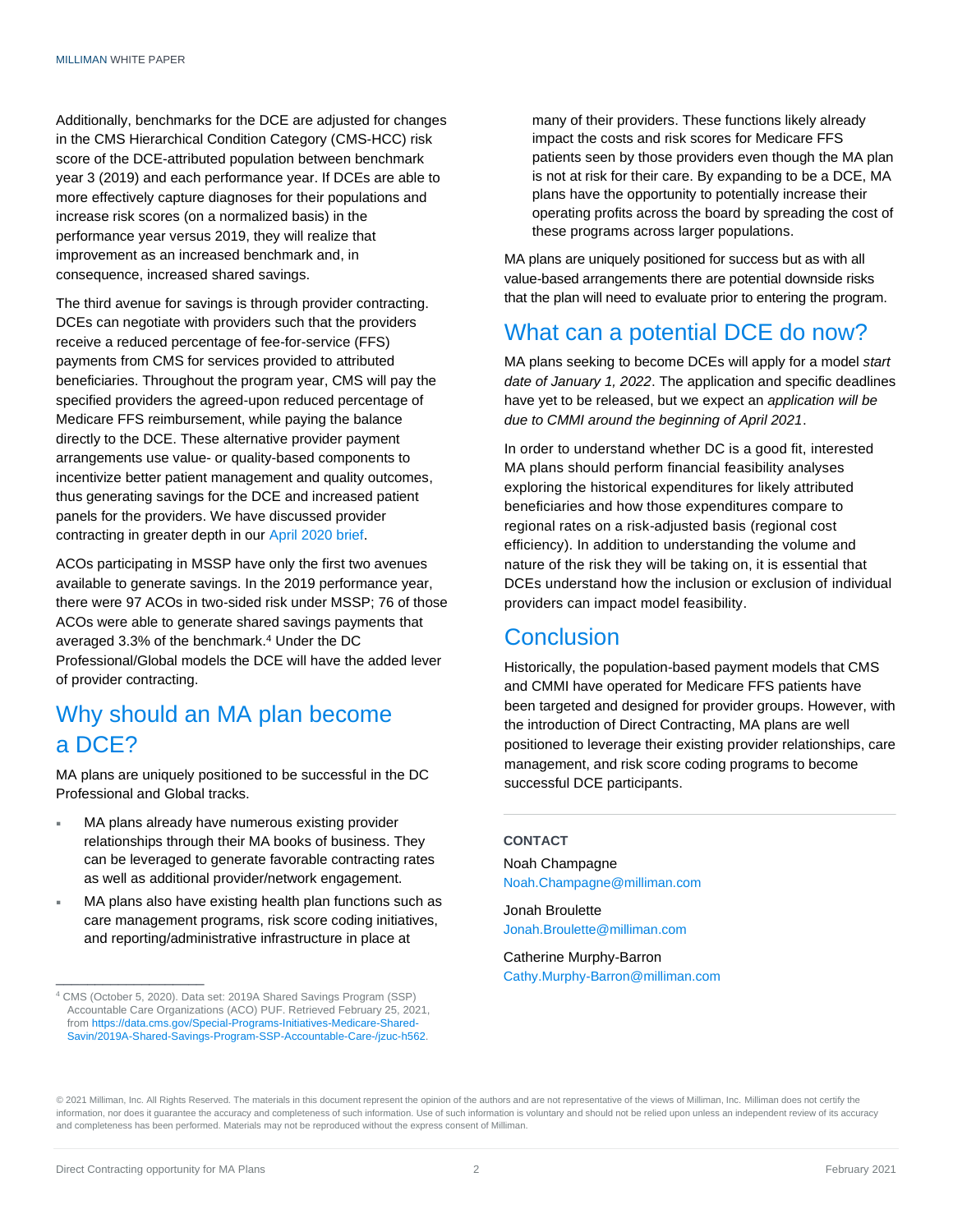Additionally, benchmarks for the DCE are adjusted for changes in the CMS Hierarchical Condition Category (CMS-HCC) risk score of the DCE-attributed population between benchmark year 3 (2019) and each performance year. If DCEs are able to more effectively capture diagnoses for their populations and increase risk scores (on a normalized basis) in the performance year versus 2019, they will realize that improvement as an increased benchmark and, in consequence, increased shared savings.

The third avenue for savings is through provider contracting. DCEs can negotiate with providers such that the providers receive a reduced percentage of fee-for-service (FFS) payments from CMS for services provided to attributed beneficiaries. Throughout the program year, CMS will pay the specified providers the agreed-upon reduced percentage of Medicare FFS reimbursement, while paying the balance directly to the DCE. These alternative provider payment arrangements use value- or quality-based components to incentivize better patient management and quality outcomes, thus generating savings for the DCE and increased patient panels for the providers. We have discussed provider contracting in greater depth in our April 2020 brief.

ACOs participating in MSSP have only the first two avenues available to generate savings. In the 2019 performance year, there were 97 ACOs in two-sided risk under MSSP; 76 of those ACOs were able to generate shared savings payments that averaged 3.3% of the benchmark.[4] Under the DC Professional/Global models the DCE will have the added lever of provider contracting.

## Why should an MA plan become a DCE?

MA plans are uniquely positioned to be successful in the DC Professional and Global tracks.

- MA plans already have numerous existing provider relationships through their MA books of business. They can be leveraged to generate favorable contracting rates as well as additional provider/network engagement.
- MA plans also have existing health plan functions such as care management programs, risk score coding initiatives, and reporting/administrative infrastructure in place at many of their providers. These functions likely already impact the costs and risk scores for Medicare FFS patients seen by those providers even though the MA plan is not at risk for their care. By expanding to be a DCE, MA plans have the opportunity to potentially increase their operating profits across the board by spreading the cost of these programs across larger populations.

MA plans are uniquely positioned for success but as with all value-based arrangements there are potential downside risks that the plan will need to evaluate prior to entering the program.

## What can a potential DCE do now?

MA plans seeking to become DCEs will apply for a model *start date of January 1, 2022*. The application and specific deadlines have yet to be released, but we expect an *application will be due to CMMI around the beginning of April 2021*.

In order to understand whether DC is a good fit, interested MA plans should perform financial feasibility analyses exploring the historical expenditures for likely attributed beneficiaries and how those expenditures compare to regional rates on a risk-adjusted basis (regional cost efficiency). In addition to understanding the volume and nature of the risk they will be taking on, it is essential that DCEs understand how the inclusion or exclusion of individual providers can impact model feasibility.

## Conclusion

Historically, the population-based payment models that CMS and CMMI have operated for Medicare FFS patients have been targeted and designed for provider groups. However, with the introduction of Direct Contracting, MA plans are well positioned to leverage their existing provider relationships, care management, and risk score coding programs to become successful DCE participants.

**CONTACT**

Noah Champagne
Noah.Champagne@milliman.com

Jonah Broulette
Jonah.Broulette@milliman.com

Catherine Murphy-Barron
Cathy.Murphy-Barron@milliman.com

[4] CMS (October 5, 2020). Data set: 2019A Shared Savings Program (SSP) Accountable Care Organizations (ACO) PUF. Retrieved February 25, 2021, from https://data.cms.gov/Special-Programs-Initiatives-Medicare-Shared-Savin/2019A-Shared-Savings-Program-SSP-Accountable-Care-/jzuc-h562.

© 2021 Milliman, Inc. All Rights Reserved. The materials in this document represent the opinion of the authors and are not representative of the views of Milliman, Inc. Milliman does not certify the information, nor does it guarantee the accuracy and completeness of such information. Use of such information is voluntary and should not be relied upon unless an independent review of its accuracy and completeness has been performed. Materials may not be reproduced without the express consent of Milliman.